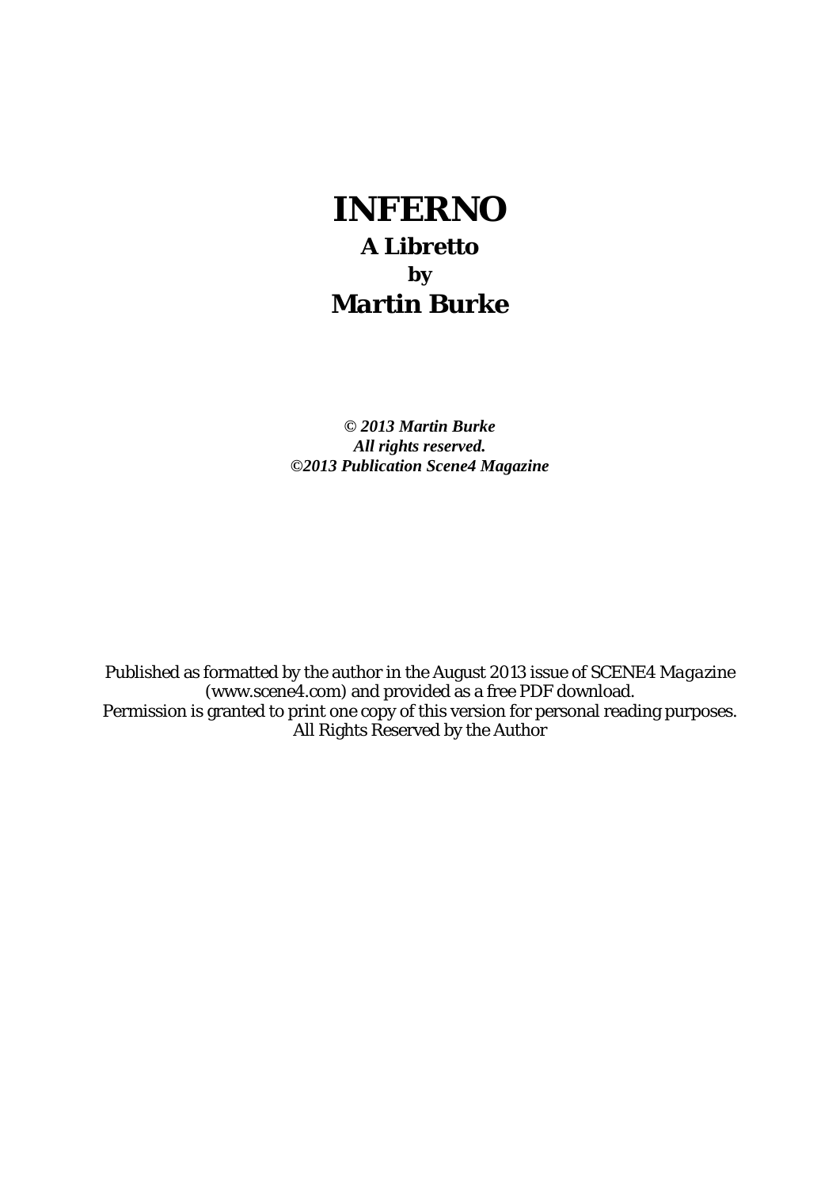# INFERNO

## A Libretto

## by

## Martin Burke

***© 2013 Martin Burke***
***All rights reserved.***
***©2013 Publication Scene4 Magazine***

Published as formatted by the author in the August 2013 issue of SCENE4 *Magazine* (www.scene4.com) and provided as a free PDF download.
Permission is granted to print one copy of this version for personal reading purposes.
All Rights Reserved by the Author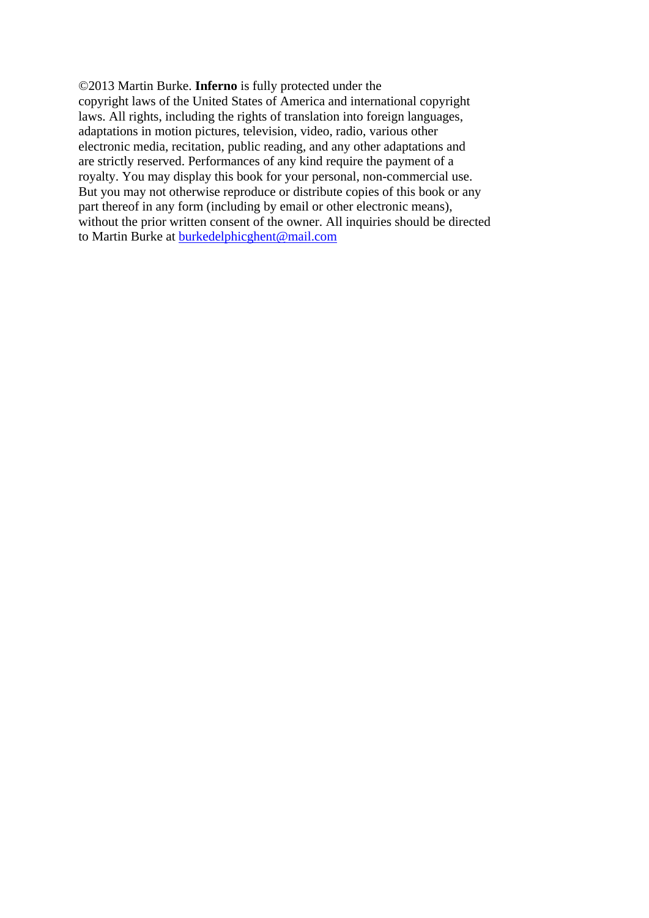©2013 Martin Burke. **Inferno** is fully protected under the copyright laws of the United States of America and international copyright laws. All rights, including the rights of translation into foreign languages, adaptations in motion pictures, television, video, radio, various other electronic media, recitation, public reading, and any other adaptations and are strictly reserved. Performances of any kind require the payment of a royalty. You may display this book for your personal, non-commercial use. But you may not otherwise reproduce or distribute copies of this book or any part thereof in any form (including by email or other electronic means), without the prior written consent of the owner. All inquiries should be directed to Martin Burke at burkedelphicghent@mail.com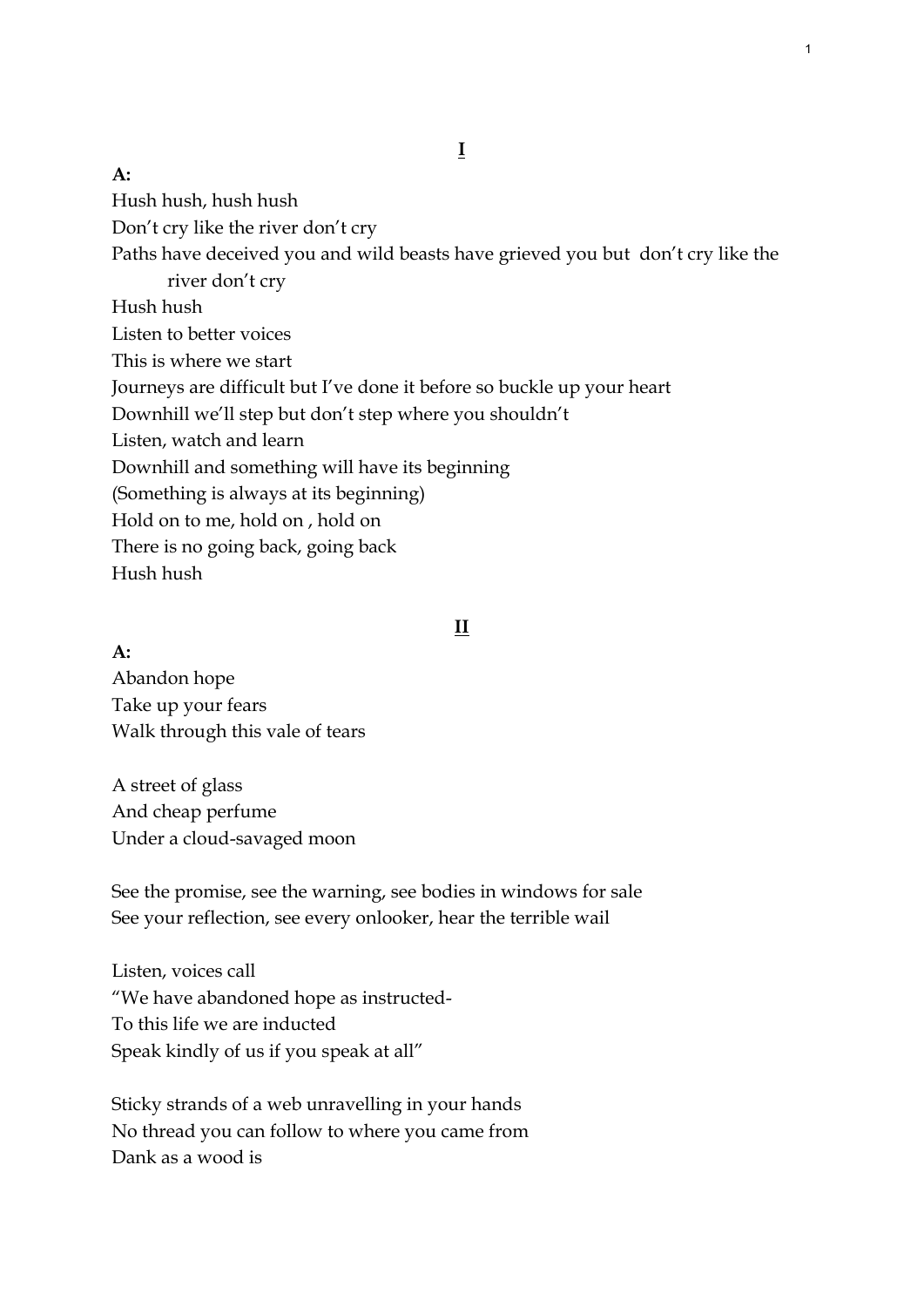## I

**A:**

Hush hush, hush hush
Don't cry like the river don't cry
Paths have deceived you and wild beasts have grieved you but don't cry like the river don't cry
Hush hush
Listen to better voices
This is where we start
Journeys are difficult but I've done it before so buckle up your heart
Downhill we'll step but don't step where you shouldn't
Listen, watch and learn
Downhill and something will have its beginning
(Something is always at its beginning)
Hold on to me, hold on , hold on
There is no going back, going back
Hush hush

## II

**A:**

Abandon hope
Take up your fears
Walk through this vale of tears

A street of glass
And cheap perfume
Under a cloud-savaged moon

See the promise, see the warning, see bodies in windows for sale
See your reflection, see every onlooker, hear the terrible wail

Listen, voices call
"We have abandoned hope as instructed-
To this life we are inducted
Speak kindly of us if you speak at all"

Sticky strands of a web unravelling in your hands
No thread you can follow to where you came from
Dank as a wood is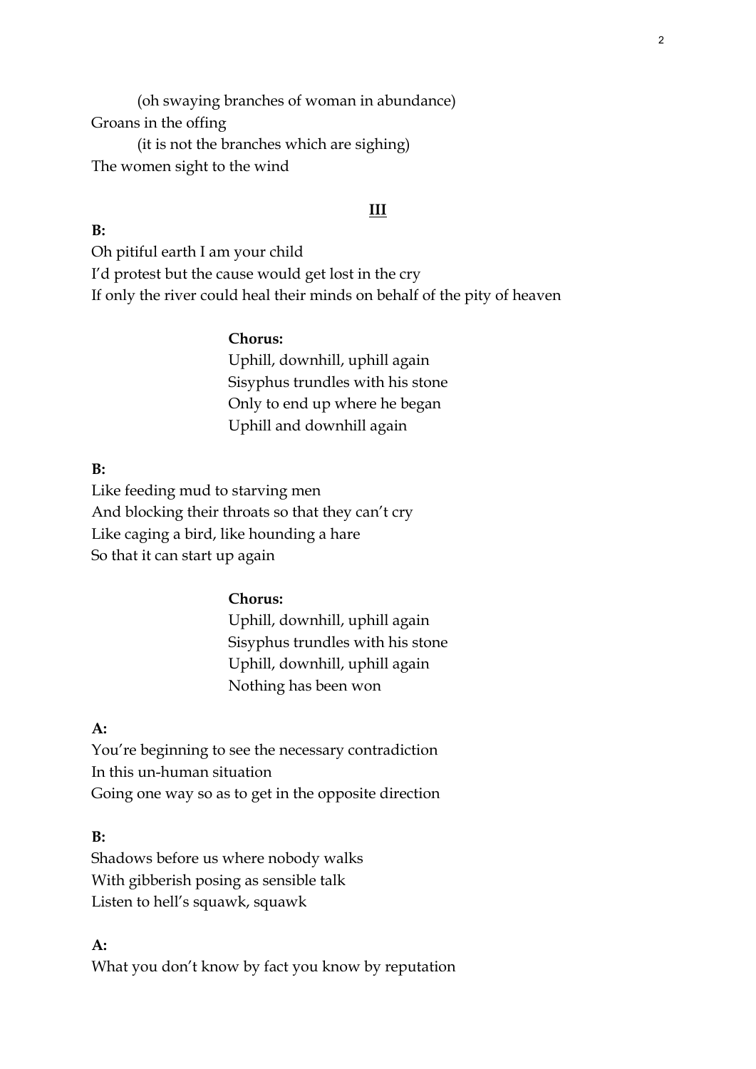(oh swaying branches of woman in abundance)

Groans in the offing

(it is not the branches which are sighing)

The women sight to the wind

**III**

**B:**

Oh pitiful earth I am your child
I'd protest but the cause would get lost in the cry
If only the river could heal their minds on behalf of the pity of heaven

> **Chorus:**
> Uphill, downhill, uphill again
> Sisyphus trundles with his stone
> Only to end up where he began
> Uphill and downhill again

**B:**

Like feeding mud to starving men
And blocking their throats so that they can't cry
Like caging a bird, like hounding a hare
So that it can start up again

> **Chorus:**
> Uphill, downhill, uphill again
> Sisyphus trundles with his stone
> Uphill, downhill, uphill again
> Nothing has been won

**A:**

You're beginning to see the necessary contradiction
In this un-human situation
Going one way so as to get in the opposite direction

**B:**

Shadows before us where nobody walks
With gibberish posing as sensible talk
Listen to hell's squawk, squawk

**A:**

What you don't know by fact you know by reputation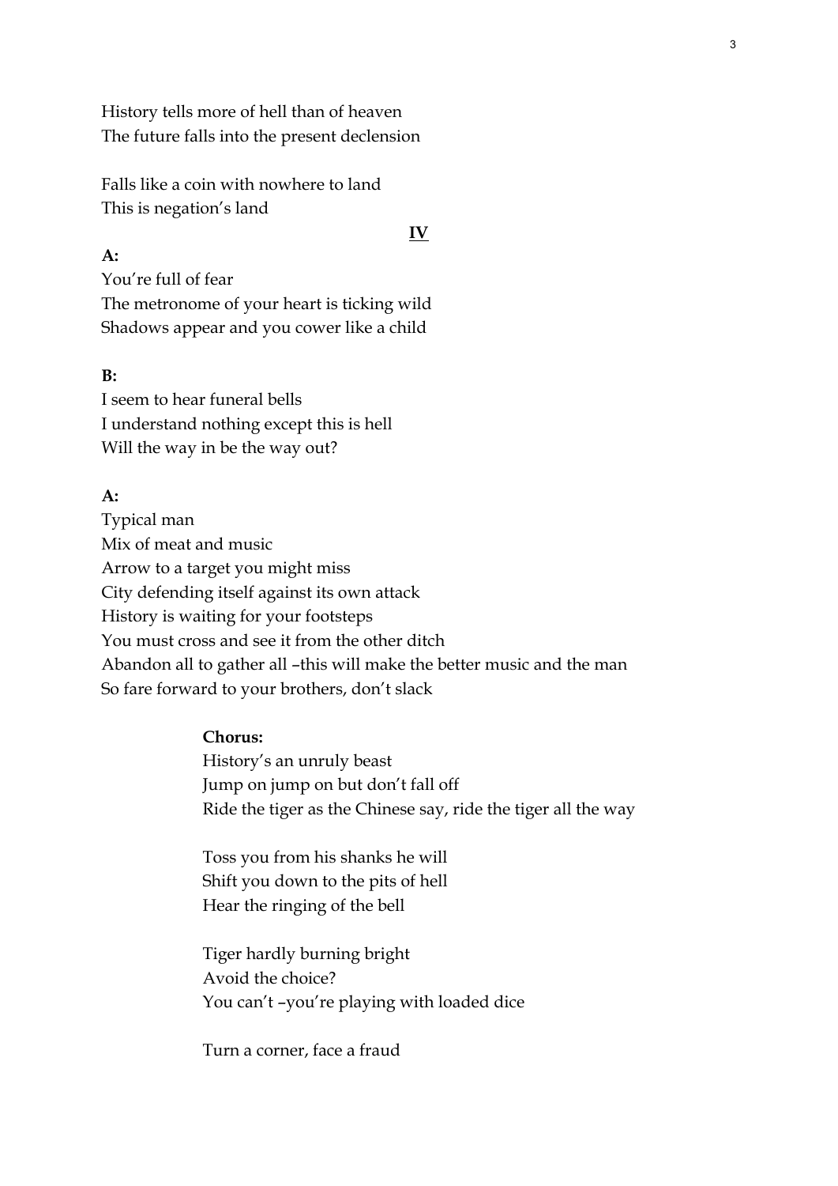History tells more of hell than of heaven
The future falls into the present declension

Falls like a coin with nowhere to land
This is negation's land

## IV

**A:**

You're full of fear
The metronome of your heart is ticking wild
Shadows appear and you cower like a child

**B:**

I seem to hear funeral bells
I understand nothing except this is hell
Will the way in be the way out?

**A:**

Typical man
Mix of meat and music
Arrow to a target you might miss
City defending itself against its own attack
History is waiting for your footsteps
You must cross and see it from the other ditch
Abandon all to gather all –this will make the better music and the man
So fare forward to your brothers, don't slack

> **Chorus:**
> History's an unruly beast
> Jump on jump on but don't fall off
> Ride the tiger as the Chinese say, ride the tiger all the way
>
> Toss you from his shanks he will
> Shift you down to the pits of hell
> Hear the ringing of the bell
>
> Tiger hardly burning bright
> Avoid the choice?
> You can't –you're playing with loaded dice
>
> Turn a corner, face a fraud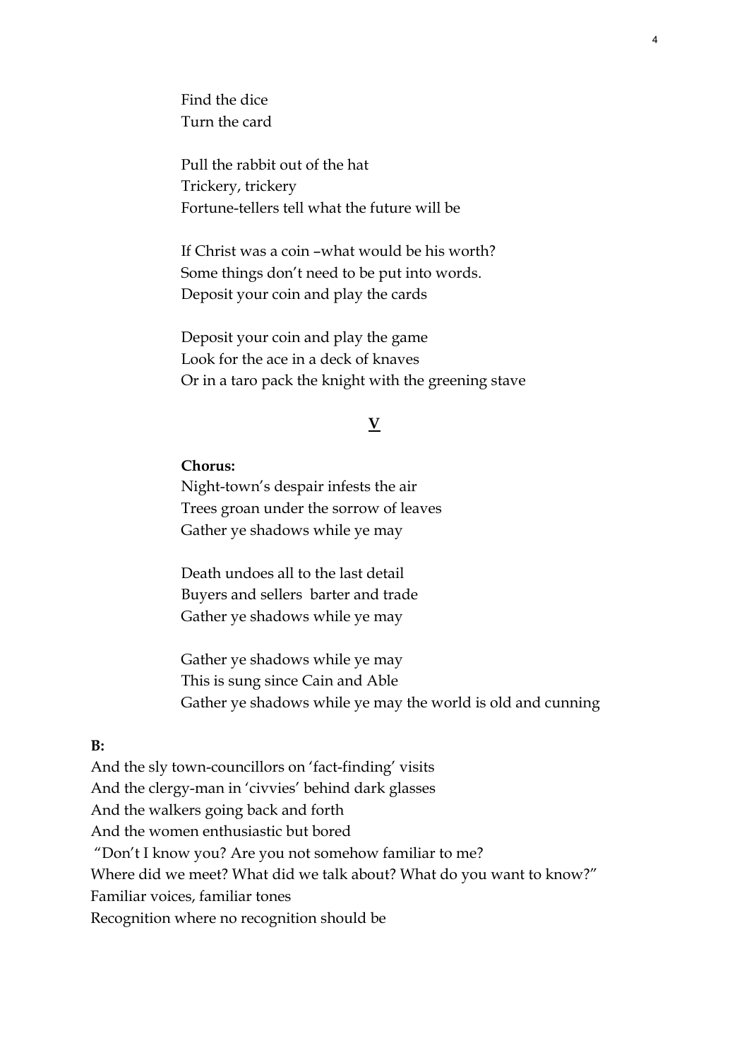Find the dice  
Turn the card

Pull the rabbit out of the hat  
Trickery, trickery  
Fortune-tellers tell what the future will be

If Christ was a coin –what would be his worth?  
Some things don't need to be put into words.  
Deposit your coin and play the cards

Deposit your coin and play the game  
Look for the ace in a deck of knaves  
Or in a taro pack the knight with the greening stave

## V

**Chorus:**  
Night-town's despair infests the air  
Trees groan under the sorrow of leaves  
Gather ye shadows while ye may

Death undoes all to the last detail  
Buyers and sellers  barter and trade  
Gather ye shadows while ye may

Gather ye shadows while ye may  
This is sung since Cain and Able  
Gather ye shadows while ye may the world is old and cunning

**B:**  
And the sly town-councillors on 'fact-finding' visits  
And the clergy-man in 'civvies' behind dark glasses  
And the walkers going back and forth  
And the women enthusiastic but bored  
"Don't I know you? Are you not somehow familiar to me?  
Where did we meet? What did we talk about? What do you want to know?"  
Familiar voices, familiar tones  
Recognition where no recognition should be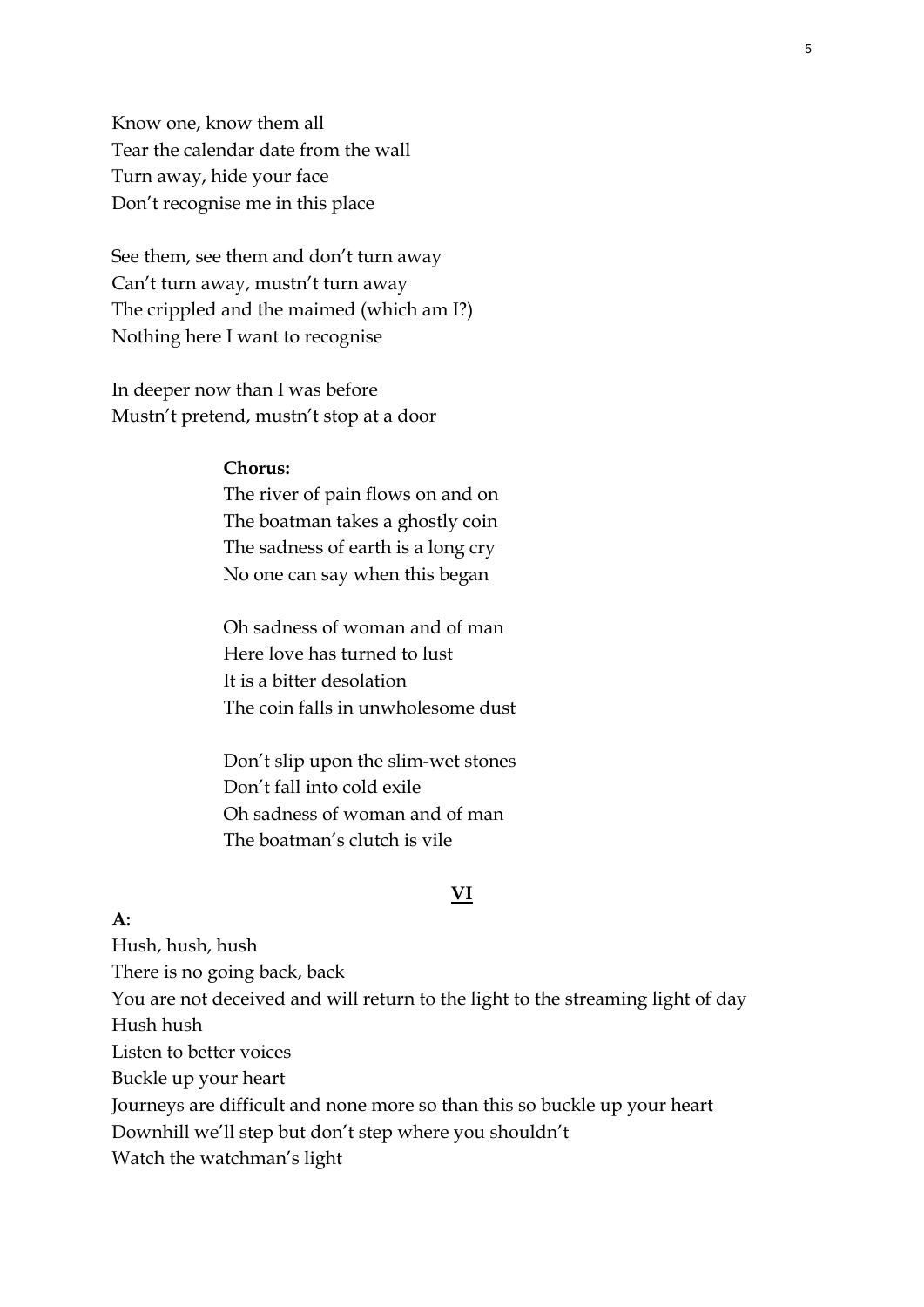Know one, know them all
Tear the calendar date from the wall
Turn away, hide your face
Don't recognise me in this place

See them, see them and don't turn away
Can't turn away, mustn't turn away
The crippled and the maimed (which am I?)
Nothing here I want to recognise

In deeper now than I was before
Mustn't pretend, mustn't stop at a door

**Chorus:**
The river of pain flows on and on
The boatman takes a ghostly coin
The sadness of earth is a long cry
No one can say when this began

Oh sadness of woman and of man
Here love has turned to lust
It is a bitter desolation
The coin falls in unwholesome dust

Don't slip upon the slim-wet stones
Don't fall into cold exile
Oh sadness of woman and of man
The boatman's clutch is vile

## VI

**A:**
Hush, hush, hush
There is no going back, back
You are not deceived and will return to the light to the streaming light of day
Hush hush
Listen to better voices
Buckle up your heart
Journeys are difficult and none more so than this so buckle up your heart
Downhill we'll step but don't step where you shouldn't
Watch the watchman's light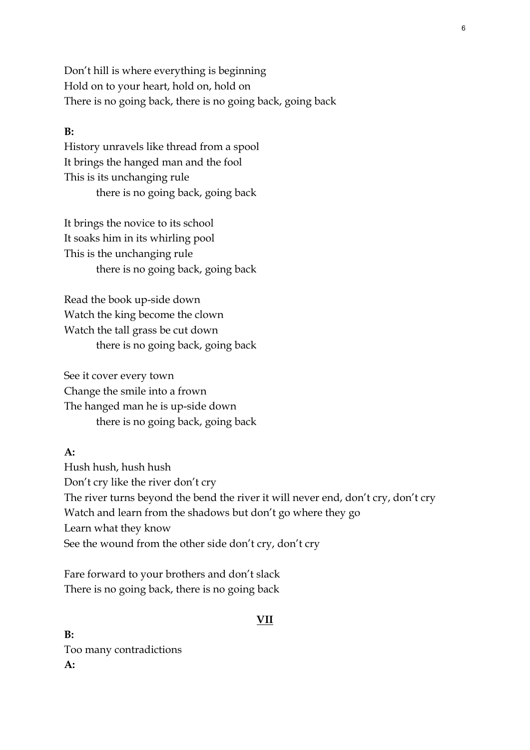Don't hill is where everything is beginning
Hold on to your heart, hold on, hold on
There is no going back, there is no going back, going back

**B:**

History unravels like thread from a spool
It brings the hanged man and the fool
This is its unchanging rule
        there is no going back, going back

It brings the novice to its school
It soaks him in its whirling pool
This is the unchanging rule
        there is no going back, going back

Read the book up-side down
Watch the king become the clown
Watch the tall grass be cut down
        there is no going back, going back

See it cover every town
Change the smile into a frown
The hanged man he is up-side down
        there is no going back, going back

**A:**

Hush hush, hush hush
Don't cry like the river don't cry
The river turns beyond the bend the river it will never end, don't cry, don't cry
Watch and learn from the shadows but don't go where they go
Learn what they know
See the wound from the other side don't cry, don't cry

Fare forward to your brothers and don't slack
There is no going back, there is no going back

## VII

**B:**

Too many contradictions

**A:**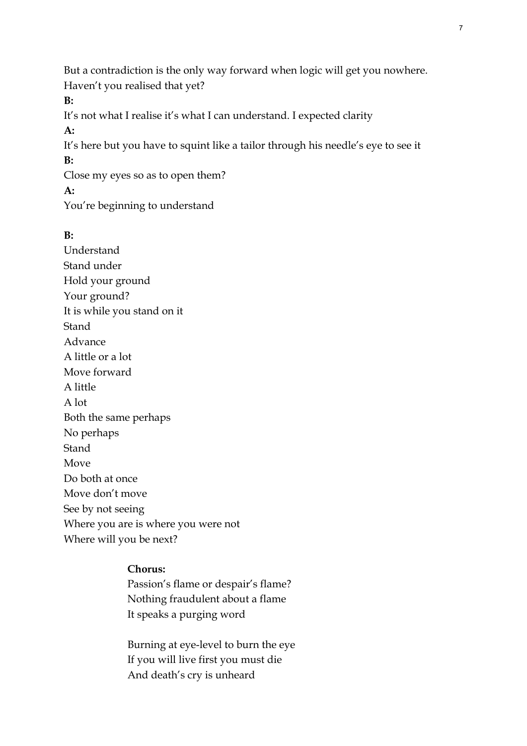But a contradiction is the only way forward when logic will get you nowhere.
Haven't you realised that yet?

**B:**

It's not what I realise it's what I can understand. I expected clarity

**A:**

It's here but you have to squint like a tailor through his needle's eye to see it

**B:**

Close my eyes so as to open them?

**A:**

You're beginning to understand

**B:**

Understand
Stand under
Hold your ground
Your ground?
It is while you stand on it
Stand
Advance
A little or a lot
Move forward
A little
A lot
Both the same perhaps
No perhaps
Stand
Move
Do both at once
Move don't move
See by not seeing
Where you are is where you were not
Where will you be next?

> **Chorus:**
> Passion's flame or despair's flame?
> Nothing fraudulent about a flame
> It speaks a purging word
>
> Burning at eye-level to burn the eye
> If you will live first you must die
> And death's cry is unheard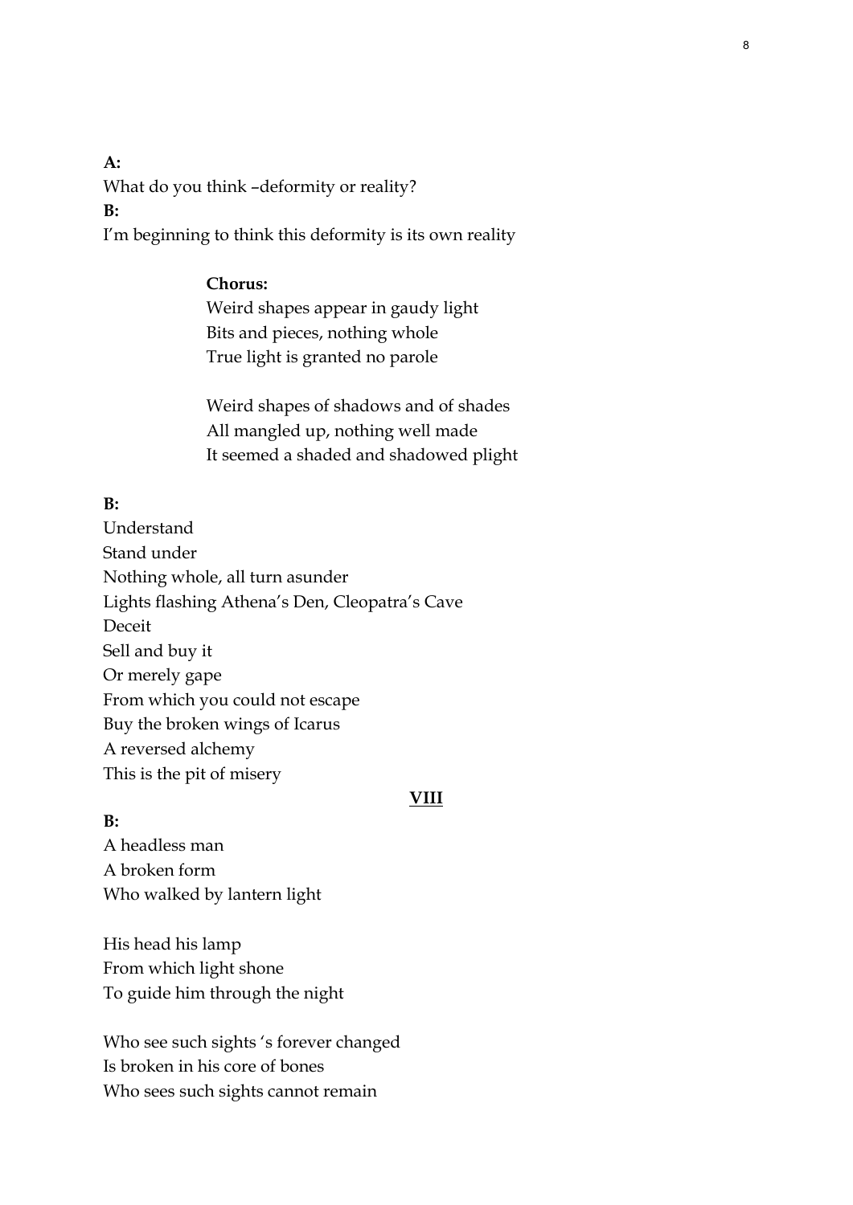**A:**
What do you think –deformity or reality?
**B:**
I'm beginning to think this deformity is its own reality

> **Chorus:**
> Weird shapes appear in gaudy light
> Bits and pieces, nothing whole
> True light is granted no parole
>
> Weird shapes of shadows and of shades
> All mangled up, nothing well made
> It seemed a shaded and shadowed plight

**B:**
Understand
Stand under
Nothing whole, all turn asunder
Lights flashing Athena's Den, Cleopatra's Cave
Deceit
Sell and buy it
Or merely gape
From which you could not escape
Buy the broken wings of Icarus
A reversed alchemy
This is the pit of misery

## VIII

**B:**
A headless man
A broken form
Who walked by lantern light

His head his lamp
From which light shone
To guide him through the night

Who see such sights 's forever changed
Is broken in his core of bones
Who sees such sights cannot remain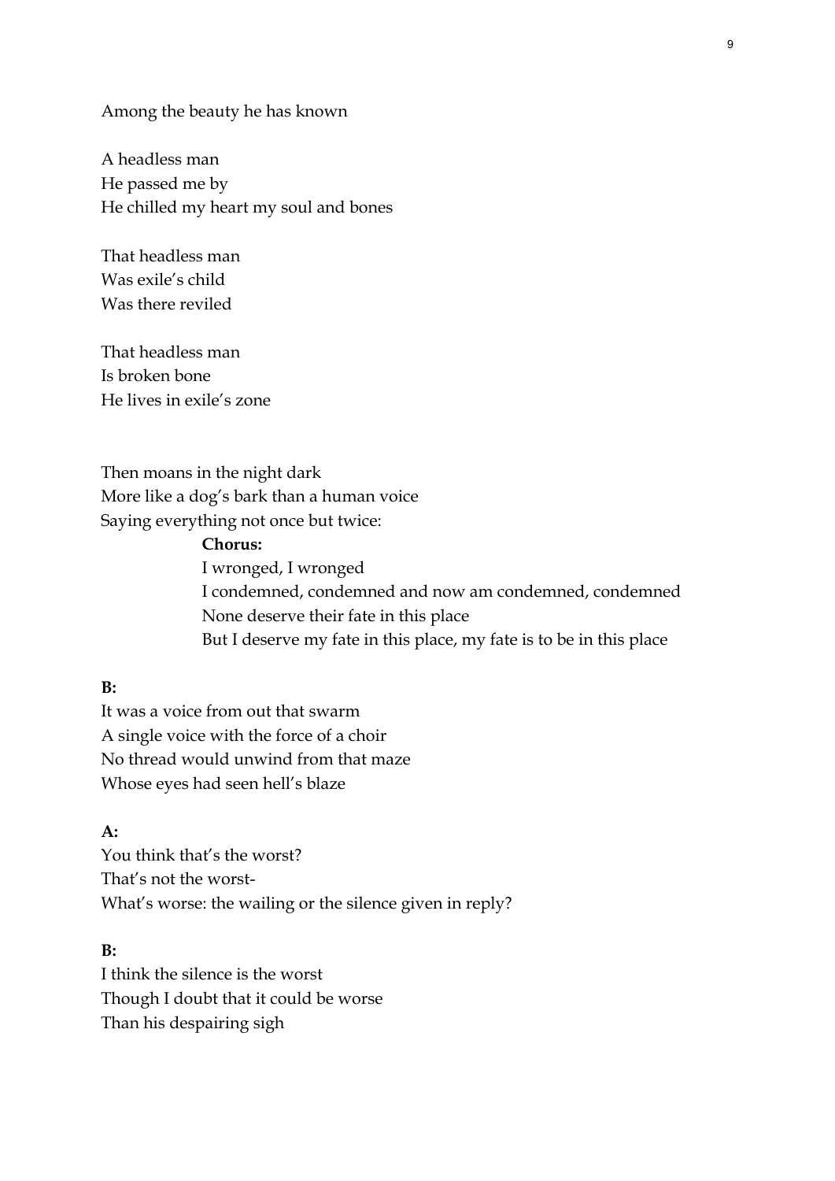Among the beauty he has known

A headless man  
He passed me by  
He chilled my heart my soul and bones

That headless man  
Was exile's child  
Was there reviled

That headless man  
Is broken bone  
He lives in exile's zone

Then moans in the night dark  
More like a dog's bark than a human voice  
Saying everything not once but twice:

> **Chorus:**  
> I wronged, I wronged  
> I condemned, condemned and now am condemned, condemned  
> None deserve their fate in this place  
> But I deserve my fate in this place, my fate is to be in this place

**B:**  
It was a voice from out that swarm  
A single voice with the force of a choir  
No thread would unwind from that maze  
Whose eyes had seen hell's blaze

**A:**  
You think that's the worst?  
That's not the worst-  
What's worse: the wailing or the silence given in reply?

**B:**  
I think the silence is the worst  
Though I doubt that it could be worse  
Than his despairing sigh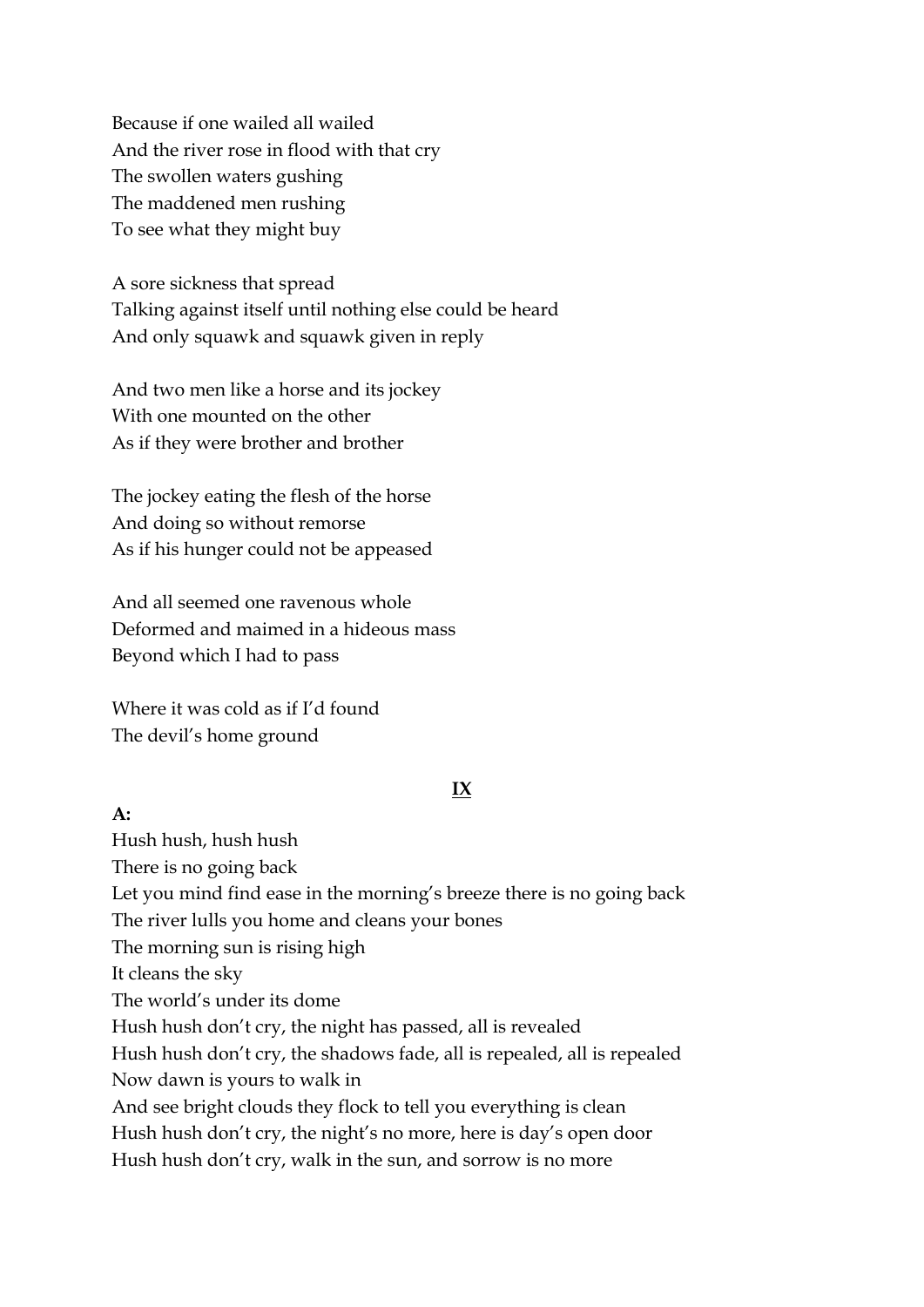Because if one wailed all wailed
And the river rose in flood with that cry
The swollen waters gushing
The maddened men rushing
To see what they might buy

A sore sickness that spread
Talking against itself until nothing else could be heard
And only squawk and squawk given in reply

And two men like a horse and its jockey
With one mounted on the other
As if they were brother and brother

The jockey eating the flesh of the horse
And doing so without remorse
As if his hunger could not be appeased

And all seemed one ravenous whole
Deformed and maimed in a hideous mass
Beyond which I had to pass

Where it was cold as if I'd found
The devil's home ground

## IX

**A:**

Hush hush, hush hush
There is no going back
Let you mind find ease in the morning's breeze there is no going back
The river lulls you home and cleans your bones
The morning sun is rising high
It cleans the sky
The world's under its dome
Hush hush don't cry, the night has passed, all is revealed
Hush hush don't cry, the shadows fade, all is repealed, all is repealed
Now dawn is yours to walk in
And see bright clouds they flock to tell you everything is clean
Hush hush don't cry, the night's no more, here is day's open door
Hush hush don't cry, walk in the sun, and sorrow is no more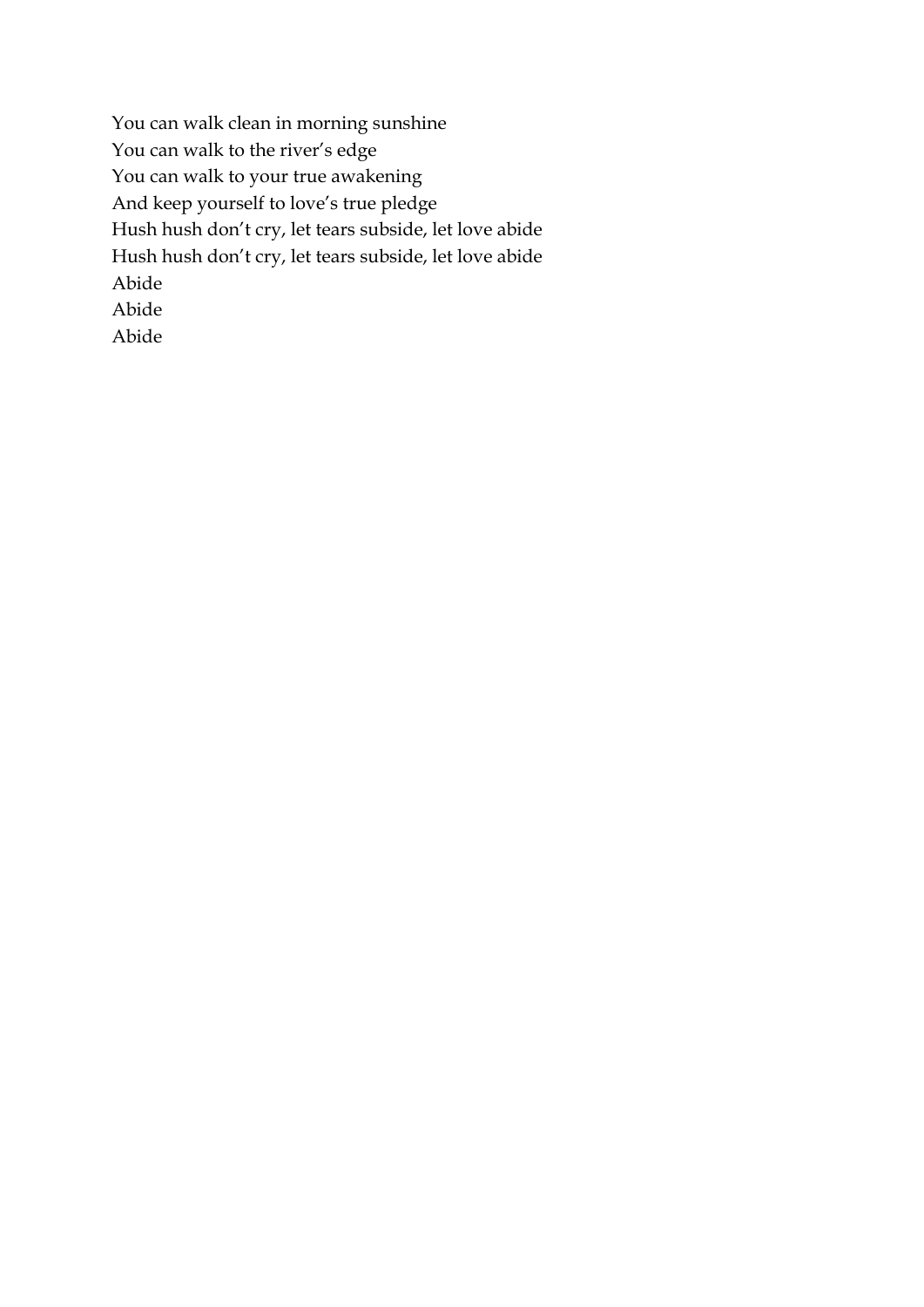You can walk clean in morning sunshine
You can walk to the river's edge
You can walk to your true awakening
And keep yourself to love's true pledge
Hush hush don't cry, let tears subside, let love abide
Hush hush don't cry, let tears subside, let love abide
Abide
Abide
Abide